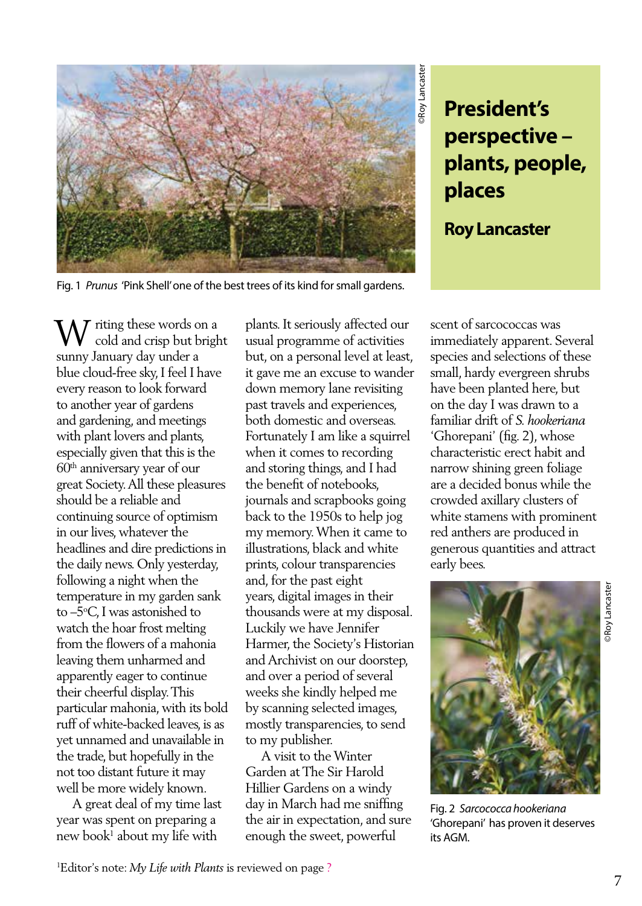# President's perspective – plants, people, places

## Roy Lancaster

©Roy Lancaster

Fig. 1 *Prunus* 'Pink Shell' one of the best trees of its kind for small gardens.

Writing these words on a cold and crisp but bright sunny January day under a blue cloud-free sky, I feel I have every reason to look forward to another year of gardens and gardening, and meetings with plant lovers and plants, especially given that this is the 60th anniversary year of our great Society. All these pleasures should be a reliable and continuing source of optimism in our lives, whatever the headlines and dire predictions in the daily news. Only yesterday, following a night when the temperature in my garden sank to –5°C, I was astonished to watch the hoar frost melting from the flowers of a mahonia leaving them unharmed and apparently eager to continue their cheerful display. This particular mahonia, with its bold ruff of white-backed leaves, is as yet unnamed and unavailable in the trade, but hopefully in the not too distant future it may well be more widely known.

A great deal of my time last year was spent on preparing a new book[1] about my life with plants. It seriously affected our usual programme of activities but, on a personal level at least, it gave me an excuse to wander down memory lane revisiting past travels and experiences, both domestic and overseas. Fortunately I am like a squirrel when it comes to recording and storing things, and I had the benefit of notebooks, journals and scrapbooks going back to the 1950s to help jog my memory. When it came to illustrations, black and white prints, colour transparencies and, for the past eight years, digital images in their thousands were at my disposal. Luckily we have Jennifer Harmer, the Society's Historian and Archivist on our doorstep, and over a period of several weeks she kindly helped me by scanning selected images, mostly transparencies, to send to my publisher.

A visit to the Winter Garden at The Sir Harold Hillier Gardens on a windy day in March had me sniffing the air in expectation, and sure enough the sweet, powerful scent of sarcococcas was immediately apparent. Several species and selections of these small, hardy evergreen shrubs have been planted here, but on the day I was drawn to a familiar drift of *S. hookeriana* 'Ghorepani' (fig. 2), whose characteristic erect habit and narrow shining green foliage are a decided bonus while the crowded axillary clusters of white stamens with prominent red anthers are produced in generous quantities and attract early bees.

©Roy Lancaster

Fig. 2 *Sarcococca hookeriana* 'Ghorepani' has proven it deserves its AGM.

[1]Editor's note: *My Life with Plants* is reviewed on page ?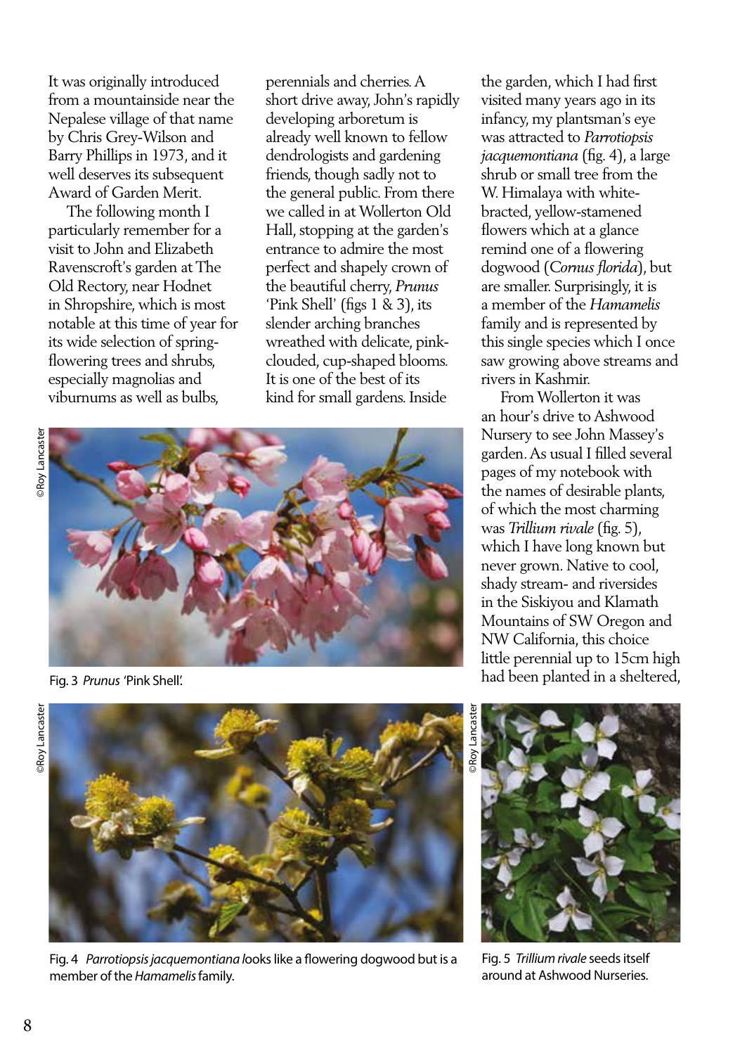It was originally introduced from a mountainside near the Nepalese village of that name by Chris Grey-Wilson and Barry Phillips in 1973, and it well deserves its subsequent Award of Garden Merit.

The following month I particularly remember for a visit to John and Elizabeth Ravenscroft's garden at The Old Rectory, near Hodnet in Shropshire, which is most notable at this time of year for its wide selection of spring-flowering trees and shrubs, especially magnolias and viburnums as well as bulbs, perennials and cherries. A short drive away, John's rapidly developing arboretum is already well known to fellow dendrologists and gardening friends, though sadly not to the general public. From there we called in at Wollerton Old Hall, stopping at the garden's entrance to admire the most perfect and shapely crown of the beautiful cherry, *Prunus* 'Pink Shell' (figs 1 & 3), its slender arching branches wreathed with delicate, pink-clouded, cup-shaped blooms. It is one of the best of its kind for small gardens. Inside the garden, which I had first visited many years ago in its infancy, my plantsman's eye was attracted to *Parrotiopsis jacquemontiana* (fig. 4), a large shrub or small tree from the W. Himalaya with white-bracted, yellow-stamened flowers which at a glance remind one of a flowering dogwood (*Cornus florida*), but are smaller. Surprisingly, it is a member of the *Hamamelis* family and is represented by this single species which I once saw growing above streams and rivers in Kashmir.

From Wollerton it was an hour's drive to Ashwood Nursery to see John Massey's garden. As usual I filled several pages of my notebook with the names of desirable plants, of which the most charming was *Trillium rivale* (fig. 5), which I have long known but never grown. Native to cool, shady stream- and riversides in the Siskiyou and Klamath Mountains of SW Oregon and NW California, this choice little perennial up to 15cm high had been planted in a sheltered,

©Roy Lancaster

Fig. 3 *Prunus* 'Pink Shell'.

©Roy Lancaster

Fig. 4 *Parrotiopsis jacquemontiana* looks like a flowering dogwood but is a member of the *Hamamelis* family.

©Roy Lancaster

Fig. 5 *Trillium rivale* seeds itself around at Ashwood Nurseries.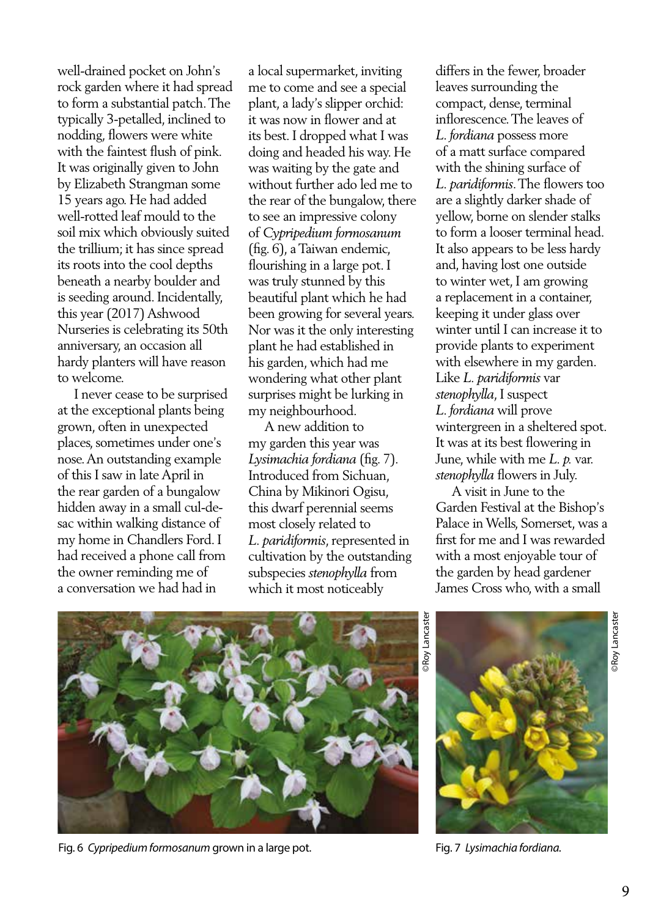well-drained pocket on John's rock garden where it had spread to form a substantial patch. The typically 3-petalled, inclined to nodding, flowers were white with the faintest flush of pink. It was originally given to John by Elizabeth Strangman some 15 years ago. He had added well-rotted leaf mould to the soil mix which obviously suited the trillium; it has since spread its roots into the cool depths beneath a nearby boulder and is seeding around. Incidentally, this year (2017) Ashwood Nurseries is celebrating its 50th anniversary, an occasion all hardy planters will have reason to welcome.

I never cease to be surprised at the exceptional plants being grown, often in unexpected places, sometimes under one's nose. An outstanding example of this I saw in late April in the rear garden of a bungalow hidden away in a small cul-de-sac within walking distance of my home in Chandlers Ford. I had received a phone call from the owner reminding me of a conversation we had had in a local supermarket, inviting me to come and see a special plant, a lady's slipper orchid: it was now in flower and at its best. I dropped what I was doing and headed his way. He was waiting by the gate and without further ado led me to the rear of the bungalow, there to see an impressive colony of *Cypripedium formosanum* (fig. 6), a Taiwan endemic, flourishing in a large pot. I was truly stunned by this beautiful plant which he had been growing for several years. Nor was it the only interesting plant he had established in his garden, which had me wondering what other plant surprises might be lurking in my neighbourhood.

A new addition to my garden this year was *Lysimachia fordiana* (fig. 7). Introduced from Sichuan, China by Mikinori Ogisu, this dwarf perennial seems most closely related to *L. paridiformis*, represented in cultivation by the outstanding subspecies *stenophylla* from which it most noticeably differs in the fewer, broader leaves surrounding the compact, dense, terminal inflorescence. The leaves of *L. fordiana* possess more of a matt surface compared with the shining surface of *L. paridiformis*. The flowers too are a slightly darker shade of yellow, borne on slender stalks to form a looser terminal head. It also appears to be less hardy and, having lost one outside to winter wet, I am growing a replacement in a container, keeping it under glass over winter until I can increase it to provide plants to experiment with elsewhere in my garden. Like *L. paridiformis* var *stenophylla*, I suspect *L. fordiana* will prove wintergreen in a sheltered spot. It was at its best flowering in June, while with me *L. p.* var. *stenophylla* flowers in July.

A visit in June to the Garden Festival at the Bishop's Palace in Wells, Somerset, was a first for me and I was rewarded with a most enjoyable tour of the garden by head gardener James Cross who, with a small

©Roy Lancaster

Fig. 6 *Cypripedium formosanum* grown in a large pot.

©Roy Lancaster

Fig. 7 *Lysimachia fordiana.*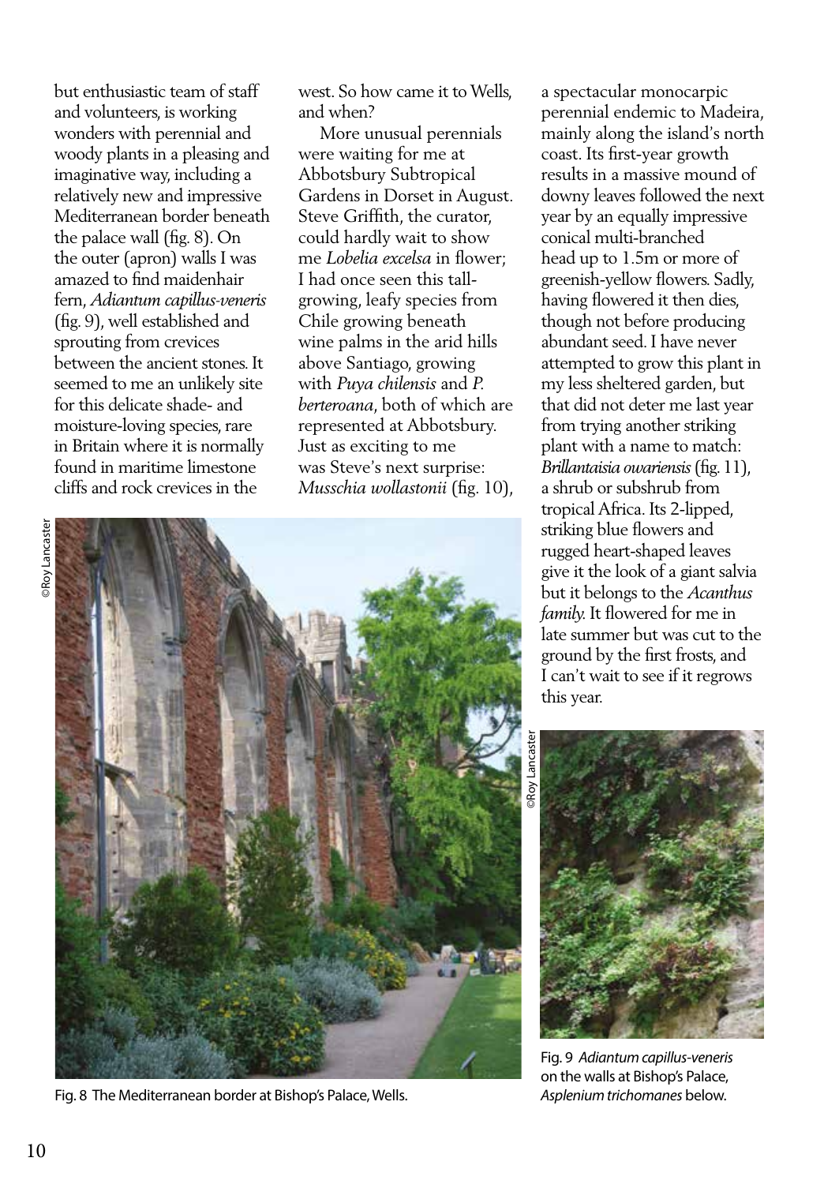but enthusiastic team of staff and volunteers, is working wonders with perennial and woody plants in a pleasing and imaginative way, including a relatively new and impressive Mediterranean border beneath the palace wall (fig. 8). On the outer (apron) walls I was amazed to find maidenhair fern, *Adiantum capillus-veneris* (fig. 9), well established and sprouting from crevices between the ancient stones. It seemed to me an unlikely site for this delicate shade- and moisture-loving species, rare in Britain where it is normally found in maritime limestone cliffs and rock crevices in the west. So how came it to Wells, and when?

More unusual perennials were waiting for me at Abbotsbury Subtropical Gardens in Dorset in August. Steve Griffith, the curator, could hardly wait to show me *Lobelia excelsa* in flower; I had once seen this tall-growing, leafy species from Chile growing beneath wine palms in the arid hills above Santiago, growing with *Puya chilensis* and *P. berteroana*, both of which are represented at Abbotsbury. Just as exciting to me was Steve's next surprise: *Musschia wollastonii* (fig. 10), a spectacular monocarpic perennial endemic to Madeira, mainly along the island's north coast. Its first-year growth results in a massive mound of downy leaves followed the next year by an equally impressive conical multi-branched head up to 1.5m or more of greenish-yellow flowers. Sadly, having flowered it then dies, though not before producing abundant seed. I have never attempted to grow this plant in my less sheltered garden, but that did not deter me last year from trying another striking plant with a name to match: *Brillantaisia owariensis* (fig. 11), a shrub or subshrub from tropical Africa. Its 2-lipped, striking blue flowers and rugged heart-shaped leaves give it the look of a giant salvia but it belongs to the *Acanthus family.* It flowered for me in late summer but was cut to the ground by the first frosts, and I can't wait to see if it regrows this year.

©Roy Lancaster

Fig. 8 The Mediterranean border at Bishop's Palace, Wells.

©Roy Lancaster

Fig. 9 *Adiantum capillus-veneris* on the walls at Bishop's Palace, *Asplenium trichomanes* below.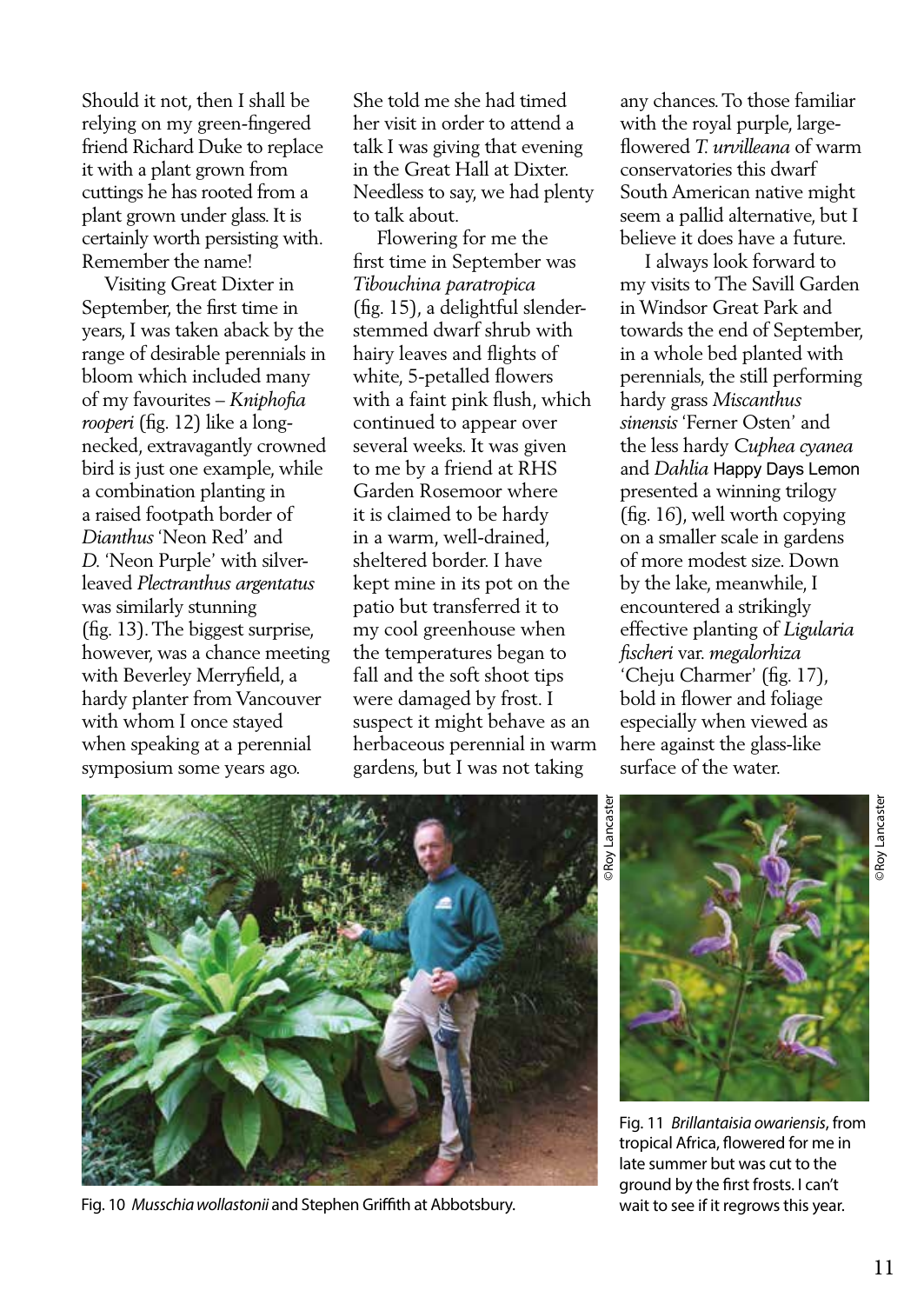Should it not, then I shall be relying on my green-fingered friend Richard Duke to replace it with a plant grown from cuttings he has rooted from a plant grown under glass. It is certainly worth persisting with. Remember the name!

Visiting Great Dixter in September, the first time in years, I was taken aback by the range of desirable perennials in bloom which included many of my favourites – *Kniphofia rooperi* (fig. 12) like a long-necked, extravagantly crowned bird is just one example, while a combination planting in a raised footpath border of *Dianthus* 'Neon Red' and *D.* 'Neon Purple' with silver-leaved *Plectranthus argentatus* was similarly stunning (fig. 13). The biggest surprise, however, was a chance meeting with Beverley Merryfield, a hardy planter from Vancouver with whom I once stayed when speaking at a perennial symposium some years ago. She told me she had timed her visit in order to attend a talk I was giving that evening in the Great Hall at Dixter. Needless to say, we had plenty to talk about.

Flowering for me the first time in September was *Tibouchina paratropica* (fig. 15), a delightful slender-stemmed dwarf shrub with hairy leaves and flights of white, 5-petalled flowers with a faint pink flush, which continued to appear over several weeks. It was given to me by a friend at RHS Garden Rosemoor where it is claimed to be hardy in a warm, well-drained, sheltered border. I have kept mine in its pot on the patio but transferred it to my cool greenhouse when the temperatures began to fall and the soft shoot tips were damaged by frost. I suspect it might behave as an herbaceous perennial in warm gardens, but I was not taking any chances. To those familiar with the royal purple, large-flowered *T. urvilleana* of warm conservatories this dwarf South American native might seem a pallid alternative, but I believe it does have a future.

I always look forward to my visits to The Savill Garden in Windsor Great Park and towards the end of September, in a whole bed planted with perennials, the still performing hardy grass *Miscanthus sinensis* 'Ferner Osten' and the less hardy *Cuphea cyanea* and *Dahlia* Happy Days Lemon presented a winning trilogy (fig. 16), well worth copying on a smaller scale in gardens of more modest size. Down by the lake, meanwhile, I encountered a strikingly effective planting of *Ligularia fischeri* var. *megalorhiza* 'Cheju Charmer' (fig. 17), bold in flower and foliage especially when viewed as here against the glass-like surface of the water.

©Roy Lancaster

Fig. 10 *Musschia wollastonii* and Stephen Griffith at Abbotsbury.

©Roy Lancaster

Fig. 11 *Brillantaisia owariensis*, from tropical Africa, flowered for me in late summer but was cut to the ground by the first frosts. I can't wait to see if it regrows this year.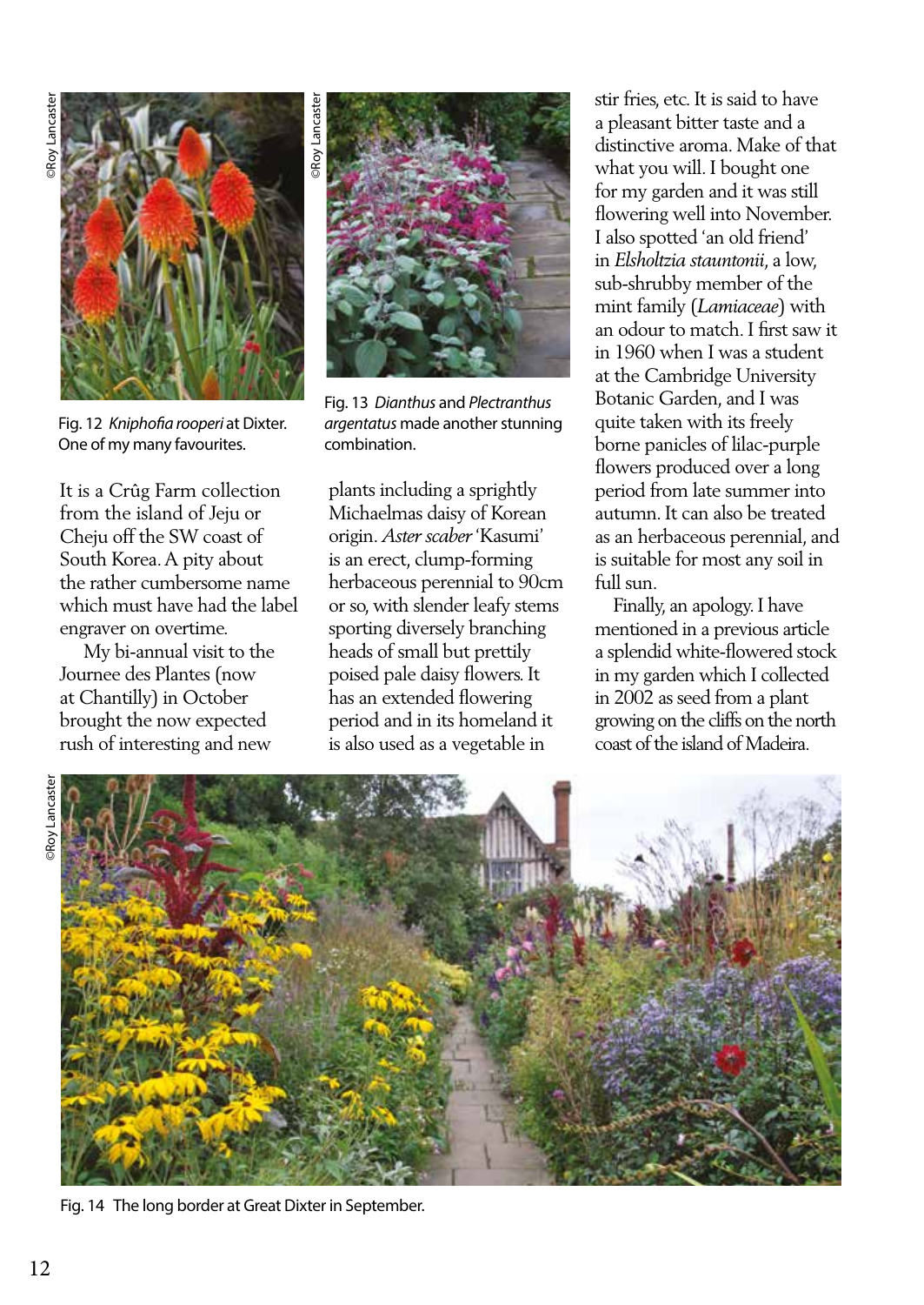Fig. 12 *Kniphofia rooperi* at Dixter. One of my many favourites.

Fig. 13 *Dianthus* and *Plectranthus argentatus* made another stunning combination.

It is a Crûg Farm collection from the island of Jeju or Cheju off the SW coast of South Korea. A pity about the rather cumbersome name which must have had the label engraver on overtime.

My bi-annual visit to the Journee des Plantes (now at Chantilly) in October brought the now expected rush of interesting and new plants including a sprightly Michaelmas daisy of Korean origin. *Aster scaber* 'Kasumi' is an erect, clump-forming herbaceous perennial to 90cm or so, with slender leafy stems sporting diversely branching heads of small but prettily poised pale daisy flowers. It has an extended flowering period and in its homeland it is also used as a vegetable in stir fries, etc. It is said to have a pleasant bitter taste and a distinctive aroma. Make of that what you will. I bought one for my garden and it was still flowering well into November. I also spotted 'an old friend' in *Elsholtzia stauntonii*, a low, sub-shrubby member of the mint family (*Lamiaceae*) with an odour to match. I first saw it in 1960 when I was a student at the Cambridge University Botanic Garden, and I was quite taken with its freely borne panicles of lilac-purple flowers produced over a long period from late summer into autumn. It can also be treated as an herbaceous perennial, and is suitable for most any soil in full sun.

Finally, an apology. I have mentioned in a previous article a splendid white-flowered stock in my garden which I collected in 2002 as seed from a plant growing on the cliffs on the north coast of the island of Madeira.

Fig. 14 The long border at Great Dixter in September.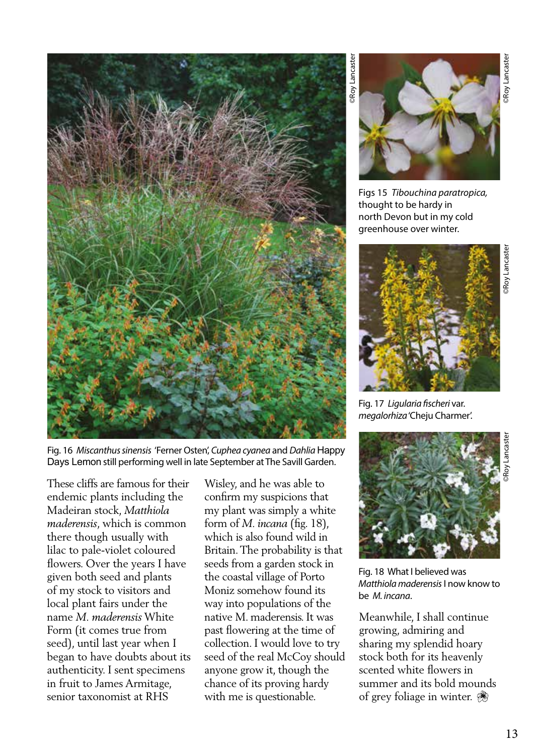Fig. 16 *Miscanthus sinensis* 'Ferner Osten', *Cuphea cyanea* and *Dahlia* Happy Days Lemon still performing well in late September at The Savill Garden.

Figs 15 *Tibouchina paratropica,* thought to be hardy in north Devon but in my cold greenhouse over winter.

Fig. 17 *Ligularia fischeri* var. *megalorhiza* 'Cheju Charmer'.

Fig. 18 What I believed was *Matthiola maderensis* I now know to be *M. incana*.

These cliffs are famous for their endemic plants including the Madeiran stock, *Matthiola maderensis*, which is common there though usually with lilac to pale-violet coloured flowers. Over the years I have given both seed and plants of my stock to visitors and local plant fairs under the name *M. maderensis* White Form (it comes true from seed), until last year when I began to have doubts about its authenticity. I sent specimens in fruit to James Armitage, senior taxonomist at RHS Wisley, and he was able to confirm my suspicions that my plant was simply a white form of *M. incana* (fig. 18), which is also found wild in Britain. The probability is that seeds from a garden stock in the coastal village of Porto Moniz somehow found its way into populations of the native M. maderensis. It was past flowering at the time of collection. I would love to try seed of the real McCoy should anyone grow it, though the chance of its proving hardy with me is questionable.

Meanwhile, I shall continue growing, admiring and sharing my splendid hoary stock both for its heavenly scented white flowers in summer and its bold mounds of grey foliage in winter.